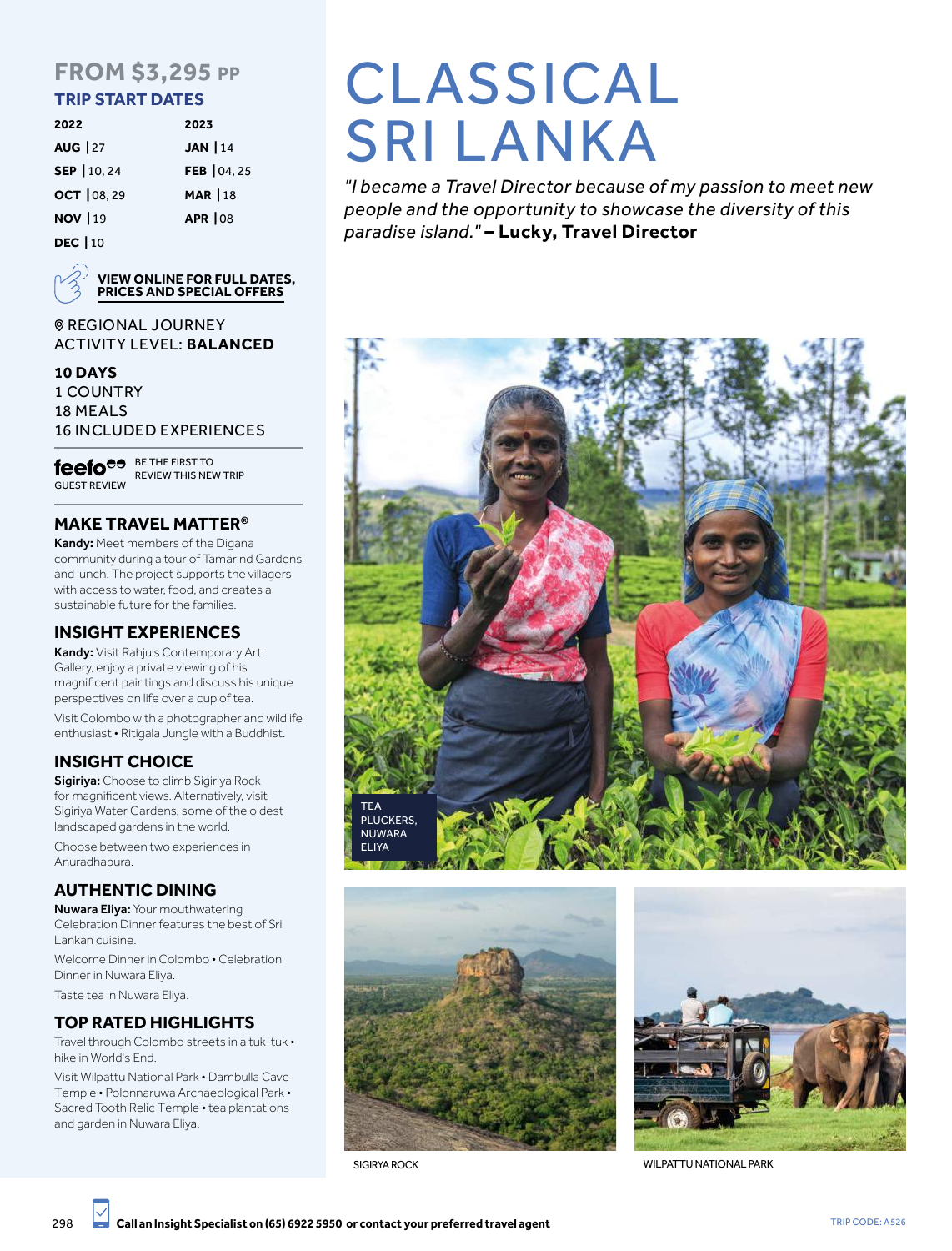# CLASSICAL SRI LANKA

*"I became a Travel Director because of my passion to meet new people and the opportunity to showcase the diversity of this paradise island."* **– Lucky, Travel Director**

## FROM $3,295 PP

### TRIP START DATES

| 2022 | 2023 |
|---|---|
| **AUG** \| 27 | **JAN** \| 14 |
| **SEP** \| 10, 24 | **FEB** \| 04, 25 |
| **OCT** \| 08, 29 | **MAR** \| 18 |
| **NOV** \| 19 | **APR** \| 08 |
| **DEC** \| 10 | |

**VIEW ONLINE FOR FULL DATES, PRICES AND SPECIAL OFFERS**

REGIONAL JOURNEY
ACTIVITY LEVEL: **BALANCED**

**10 DAYS**
1 COUNTRY
18 MEALS
16 INCLUDED EXPERIENCES

feefo GUEST REVIEW — BE THE FIRST TO REVIEW THIS NEW TRIP

### MAKE TRAVEL MATTER®

**Kandy:** Meet members of the Digana community during a tour of Tamarind Gardens and lunch. The project supports the villagers with access to water, food, and creates a sustainable future for the families.

### INSIGHT EXPERIENCES

**Kandy:** Visit Rahju's Contemporary Art Gallery, enjoy a private viewing of his magnificent paintings and discuss his unique perspectives on life over a cup of tea.

Visit Colombo with a photographer and wildlife enthusiast • Ritigala Jungle with a Buddhist.

### INSIGHT CHOICE

**Sigiriya:** Choose to climb Sigiriya Rock for magnificent views. Alternatively, visit Sigiriya Water Gardens, some of the oldest landscaped gardens in the world.

Choose between two experiences in Anuradhapura.

### AUTHENTIC DINING

**Nuwara Eliya:** Your mouthwatering Celebration Dinner features the best of Sri Lankan cuisine.

Welcome Dinner in Colombo • Celebration Dinner in Nuwara Eliya.

Taste tea in Nuwara Eliya.

### TOP RATED HIGHLIGHTS

Travel through Colombo streets in a tuk-tuk • hike in World's End.

Visit Wilpattu National Park • Dambulla Cave Temple • Polonnaruwa Archaeological Park • Sacred Tooth Relic Temple • tea plantations and garden in Nuwara Eliya.

TEA PLUCKERS, NUWARA ELIYA

SIGIRYA ROCK

WILPATTU NATIONAL PARK

Call an Insight Specialist on (65) 6922 5950 or contact your preferred travel agent

TRIP CODE: A526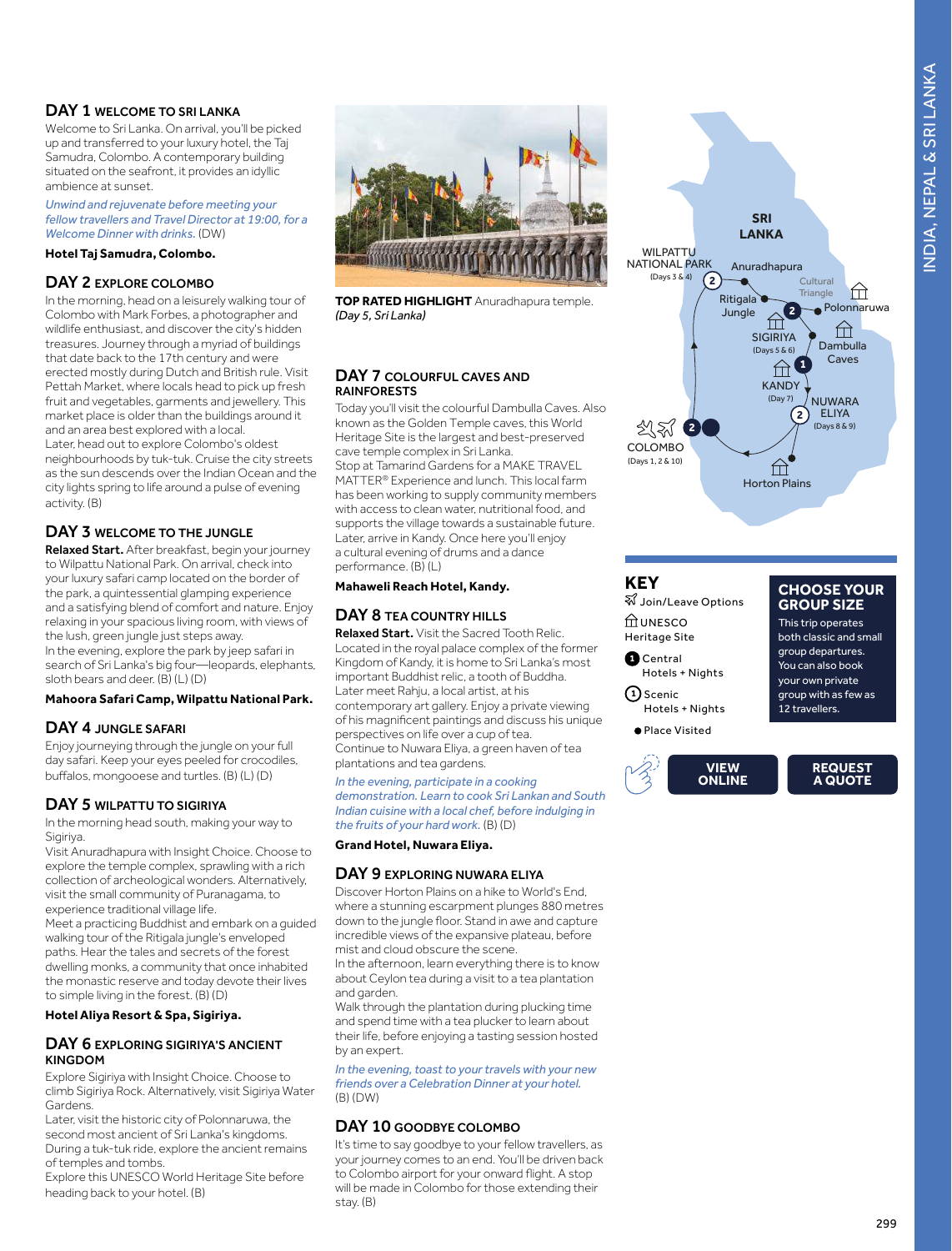## DAY 1 WELCOME TO SRI LANKA

Welcome to Sri Lanka. On arrival, you'll be picked up and transferred to your luxury hotel, the Taj Samudra, Colombo. A contemporary building situated on the seafront, it provides an idyllic ambience at sunset.

*Unwind and rejuvenate before meeting your fellow travellers and Travel Director at 19:00, for a Welcome Dinner with drinks.* (DW)

**Hotel Taj Samudra, Colombo.**

## DAY 2 EXPLORE COLOMBO

In the morning, head on a leisurely walking tour of Colombo with Mark Forbes, a photographer and wildlife enthusiast, and discover the city's hidden treasures. Journey through a myriad of buildings that date back to the 17th century and were erected mostly during Dutch and British rule. Visit Pettah Market, where locals head to pick up fresh fruit and vegetables, garments and jewellery. This market place is older than the buildings around it and an area best explored with a local.
Later, head out to explore Colombo's oldest neighbourhoods by tuk-tuk. Cruise the city streets as the sun descends over the Indian Ocean and the city lights spring to life around a pulse of evening activity. (B)

## DAY 3 WELCOME TO THE JUNGLE

**Relaxed Start.** After breakfast, begin your journey to Wilpattu National Park. On arrival, check into your luxury safari camp located on the border of the park, a quintessential glamping experience and a satisfying blend of comfort and nature. Enjoy relaxing in your spacious living room, with views of the lush, green jungle just steps away.
In the evening, explore the park by jeep safari in search of Sri Lanka's big four—leopards, elephants, sloth bears and deer. (B) (L) (D)

**Mahoora Safari Camp, Wilpattu National Park.**

## DAY 4 JUNGLE SAFARI

Enjoy journeying through the jungle on your full day safari. Keep your eyes peeled for crocodiles, buffalos, mongooese and turtles. (B) (L) (D)

## DAY 5 WILPATTU TO SIGIRIYA

In the morning head south, making your way to Sigiriya.
Visit Anuradhapura with Insight Choice. Choose to explore the temple complex, sprawling with a rich collection of archeological wonders. Alternatively, visit the small community of Puranagama, to experience traditional village life.
Meet a practicing Buddhist and embark on a guided walking tour of the Ritigala jungle's enveloped paths. Hear the tales and secrets of the forest dwelling monks, a community that once inhabited the monastic reserve and today devote their lives to simple living in the forest. (B) (D)

**Hotel Aliya Resort & Spa, Sigiriya.**

## DAY 6 EXPLORING SIGIRIYA'S ANCIENT KINGDOM

Explore Sigiriya with Insight Choice. Choose to climb Sigiriya Rock. Alternatively, visit Sigiriya Water Gardens.
Later, visit the historic city of Polonnaruwa, the second most ancient of Sri Lanka's kingdoms. During a tuk-tuk ride, explore the ancient remains of temples and tombs.
Explore this UNESCO World Heritage Site before heading back to your hotel. (B)

**TOP RATED HIGHLIGHT** Anuradhapura temple. *(Day 5, Sri Lanka)*

## DAY 7 COLOURFUL CAVES AND RAINFORESTS

Today you'll visit the colourful Dambulla Caves. Also known as the Golden Temple caves, this World Heritage Site is the largest and best-preserved cave temple complex in Sri Lanka.
Stop at Tamarind Gardens for a MAKE TRAVEL MATTER® Experience and lunch. This local farm has been working to supply community members with access to clean water, nutritional food, and supports the village towards a sustainable future.
Later, arrive in Kandy. Once here you'll enjoy a cultural evening of drums and a dance performance. (B) (L)

**Mahaweli Reach Hotel, Kandy.**

## DAY 8 TEA COUNTRY HILLS

**Relaxed Start.** Visit the Sacred Tooth Relic. Located in the royal palace complex of the former Kingdom of Kandy, it is home to Sri Lanka's most important Buddhist relic, a tooth of Buddha.
Later meet Rahju, a local artist, at his contemporary art gallery. Enjoy a private viewing of his magnificent paintings and discuss his unique perspectives on life over a cup of tea.
Continue to Nuwara Eliya, a green haven of tea plantations and tea gardens.

*In the evening, participate in a cooking demonstration. Learn to cook Sri Lankan and South Indian cuisine with a local chef, before indulging in the fruits of your hard work.* (B) (D)

**Grand Hotel, Nuwara Eliya.**

## DAY 9 EXPLORING NUWARA ELIYA

Discover Horton Plains on a hike to World's End, where a stunning escarpment plunges 880 metres down to the jungle floor. Stand in awe and capture incredible views of the expansive plateau, before mist and cloud obscure the scene.
In the afternoon, learn everything there is to know about Ceylon tea during a visit to a tea plantation and garden.
Walk through the plantation during plucking time and spend time with a tea plucker to learn about their life, before enjoying a tasting session hosted by an expert.

*In the evening, toast to your travels with your new friends over a Celebration Dinner at your hotel.* (B) (DW)

## DAY 10 GOODBYE COLOMBO

It's time to say goodbye to your fellow travellers, as your journey comes to an end. You'll be driven back to Colombo airport for your onward flight. A stop will be made in Colombo for those extending their stay. (B)

SRI LANKA
WILPATTU NATIONAL PARK (Days 3 & 4) 2
Anuradhapura
Cultural Triangle
Ritigala Jungle
2 Polonnaruwa
SIGIRIYA (Days 5 & 6)
Dambulla Caves
1 KANDY (Day 7)
2 NUWARA ELIYA (Days 8 & 9)
2 COLOMBO (Days 1, 2 & 10)
Horton Plains

## KEY

Join/Leave Options
UNESCO Heritage Site
1 Central Hotels + Nights
1 Scenic Hotels + Nights
● Place Visited

## CHOOSE YOUR GROUP SIZE

This trip operates both classic and small group departures. You can also book your own private group with as few as 12 travellers.

VIEW ONLINE

REQUEST A QUOTE